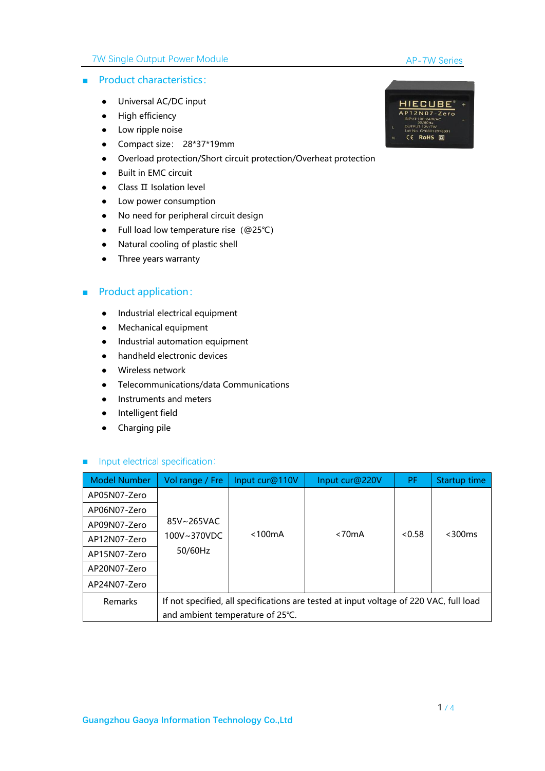## Product characteristics:

- Universal AC/DC input
- High efficiency
- Low ripple noise
- Compact size: 28*37*19mm
- Overload protection/Short circuit protection/Overheat protection
- Built in EMC circuit
- Class Ⅱ Isolation level
- Low power consumption
- No need for peripheral circuit design
- Full load low temperature rise (@25℃)
- Natural cooling of plastic shell
- Three years warranty

## Product application:

- Industrial electrical equipment
- Mechanical equipment
- Industrial automation equipment
- handheld electronic devices
- Wireless network
- Telecommunications/data Communications
- Instruments and meters
- Intelligent field
- Charging pile

## Input electrical specification:

| Model Number | Vol range / Fre | Input cur@110V | Input cur@220V | PF | Startup time |
|---|---|---|---|---|---|
| AP05N07-Zero | 85V~265VAC 100V~370VDC 50/60Hz | <100mA | <70mA | <0.58 | <300ms |
| AP06N07-Zero | | | | | |
| AP09N07-Zero | | | | | |
| AP12N07-Zero | | | | | |
| AP15N07-Zero | | | | | |
| AP20N07-Zero | | | | | |
| AP24N07-Zero | | | | | |
| Remarks | If not specified, all specifications are tested at input voltage of 220 VAC, full load and ambient temperature of 25℃. | | | | |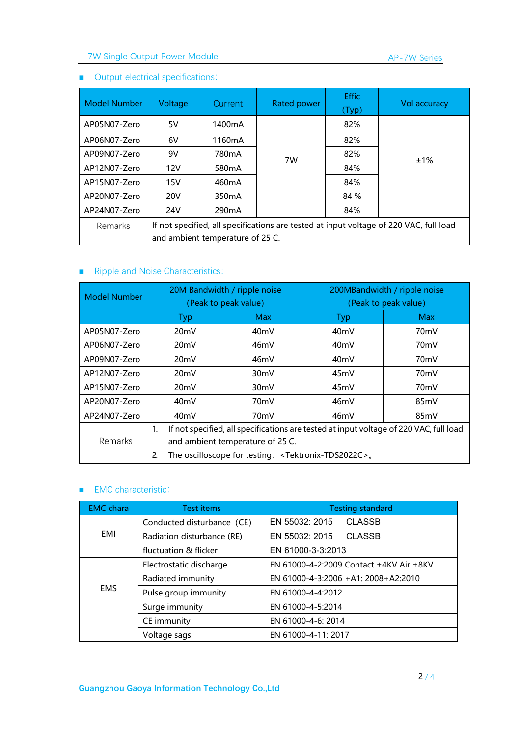## Output electrical specifications:

| Model Number | Voltage | Current | Rated power | Effic (Typ) | Vol accuracy |
|---|---|---|---|---|---|
| AP05N07-Zero | 5V | 1400mA | 7W | 82% | ±1% |
| AP06N07-Zero | 6V | 1160mA | | 82% | |
| AP09N07-Zero | 9V | 780mA | | 82% | |
| AP12N07-Zero | 12V | 580mA | | 84% | |
| AP15N07-Zero | 15V | 460mA | | 84% | |
| AP20N07-Zero | 20V | 350mA | | 84 % | |
| AP24N07-Zero | 24V | 290mA | | 84% | |
| Remarks | If not specified, all specifications are tested at input voltage of 220 VAC, full load and ambient temperature of 25 C. | | | | |

## Ripple and Noise Characteristics:

| Model Number | 20M Bandwidth / ripple noise (Peak to peak value) | | 200MBandwidth / ripple noise (Peak to peak value) | |
|---|---|---|---|---|
| | Typ | Max | Typ | Max |
| AP05N07-Zero | 20mV | 40mV | 40mV | 70mV |
| AP06N07-Zero | 20mV | 46mV | 40mV | 70mV |
| AP09N07-Zero | 20mV | 46mV | 40mV | 70mV |
| AP12N07-Zero | 20mV | 30mV | 45mV | 70mV |
| AP15N07-Zero | 20mV | 30mV | 45mV | 70mV |
| AP20N07-Zero | 40mV | 70mV | 46mV | 85mV |
| AP24N07-Zero | 40mV | 70mV | 46mV | 85mV |
| Remarks | 1. If not specified, all specifications are tested at input voltage of 220 VAC, full load and ambient temperature of 25 C. 2. The oscilloscope for testing: <Tektronix-TDS2022C>。 | | | |

## EMC characteristic:

| EMC chara | Test items | Testing standard |
|---|---|---|
| EMI | Conducted disturbance (CE) | EN 55032: 2015 CLASSB |
| | Radiation disturbance (RE) | EN 55032: 2015 CLASSB |
| | fluctuation & flicker | EN 61000-3-3:2013 |
| EMS | Electrostatic discharge | EN 61000-4-2:2009 Contact ±4KV Air ±8KV |
| | Radiated immunity | EN 61000-4-3:2006 +A1: 2008+A2:2010 |
| | Pulse group immunity | EN 61000-4-4:2012 |
| | Surge immunity | EN 61000-4-5:2014 |
| | CE immunity | EN 61000-4-6: 2014 |
| | Voltage sags | EN 61000-4-11: 2017 |

Guangzhou Gaoya Information Technology Co.,Ltd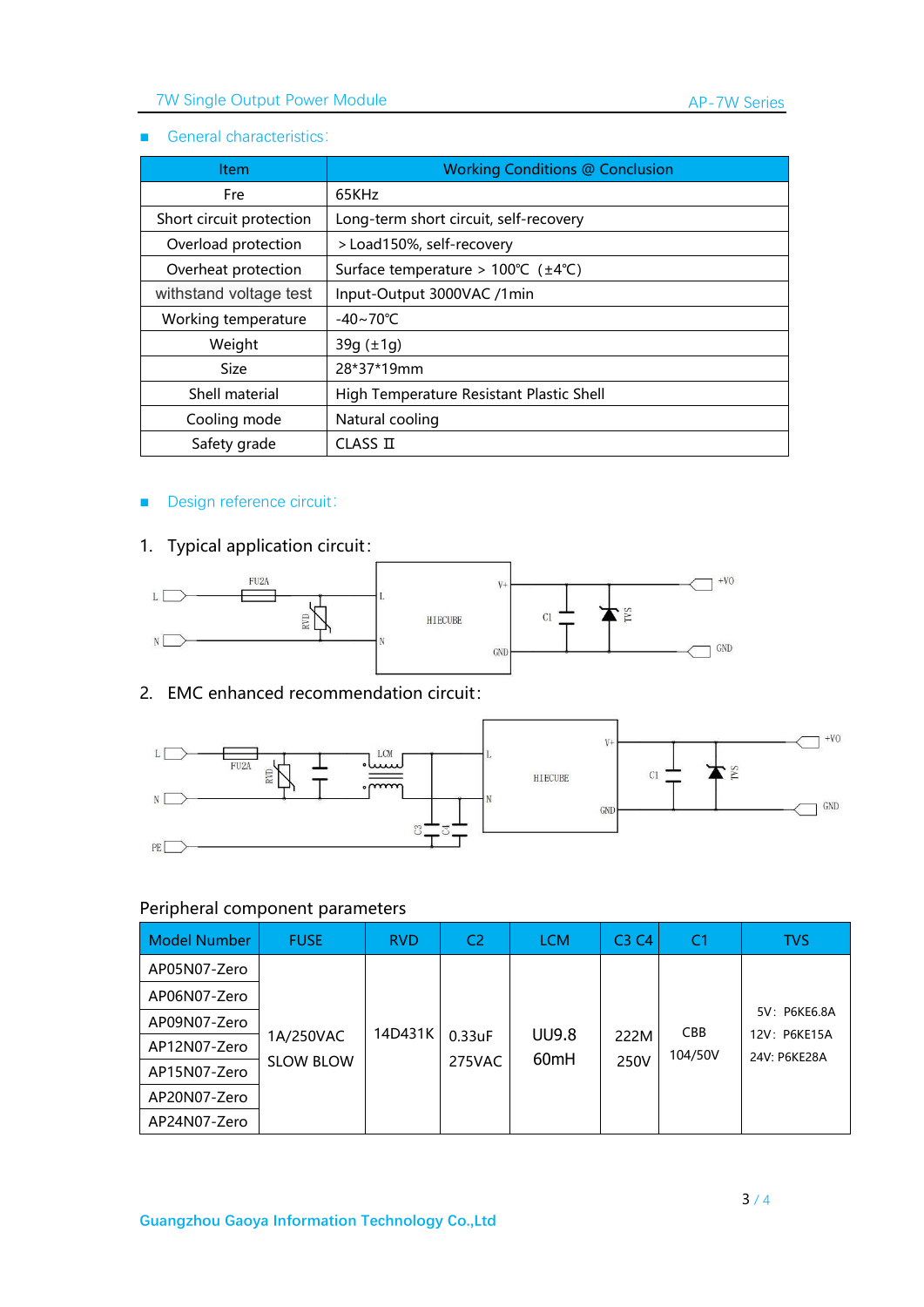## General characteristics:

| Item | Working Conditions @ Conclusion |
|---|---|
| Fre | 65KHz |
| Short circuit protection | Long-term short circuit, self-recovery |
| Overload protection | ＞Load150%, self-recovery |
| Overheat protection | Surface temperature ＞ 100℃ (±4℃) |
| withstand voltage test | Input-Output 3000VAC /1min |
| Working temperature | -40~70℃ |
| Weight | 39g (±1g) |
| Size | 28*37*19mm |
| Shell material | High Temperature Resistant Plastic Shell |
| Cooling mode | Natural cooling |
| Safety grade | CLASS Ⅱ |

## Design reference circuit:

1. Typical application circuit:

2. EMC enhanced recommendation circuit:

Peripheral component parameters

| Model Number | FUSE | RVD | C2 | LCM | C3 C4 | C1 | TVS |
|---|---|---|---|---|---|---|---|
| AP05N07-Zero | 1A/250VAC SLOW BLOW | 14D431K | 0.33uF 275VAC | UU9.8 60mH | 222M 250V | CBB 104/50V | 5V: P6KE6.8A<br>12V: P6KE15A<br>24V: P6KE28A |
| AP06N07-Zero | | | | | | | |
| AP09N07-Zero | | | | | | | |
| AP12N07-Zero | | | | | | | |
| AP15N07-Zero | | | | | | | |
| AP20N07-Zero | | | | | | | |
| AP24N07-Zero | | | | | | | |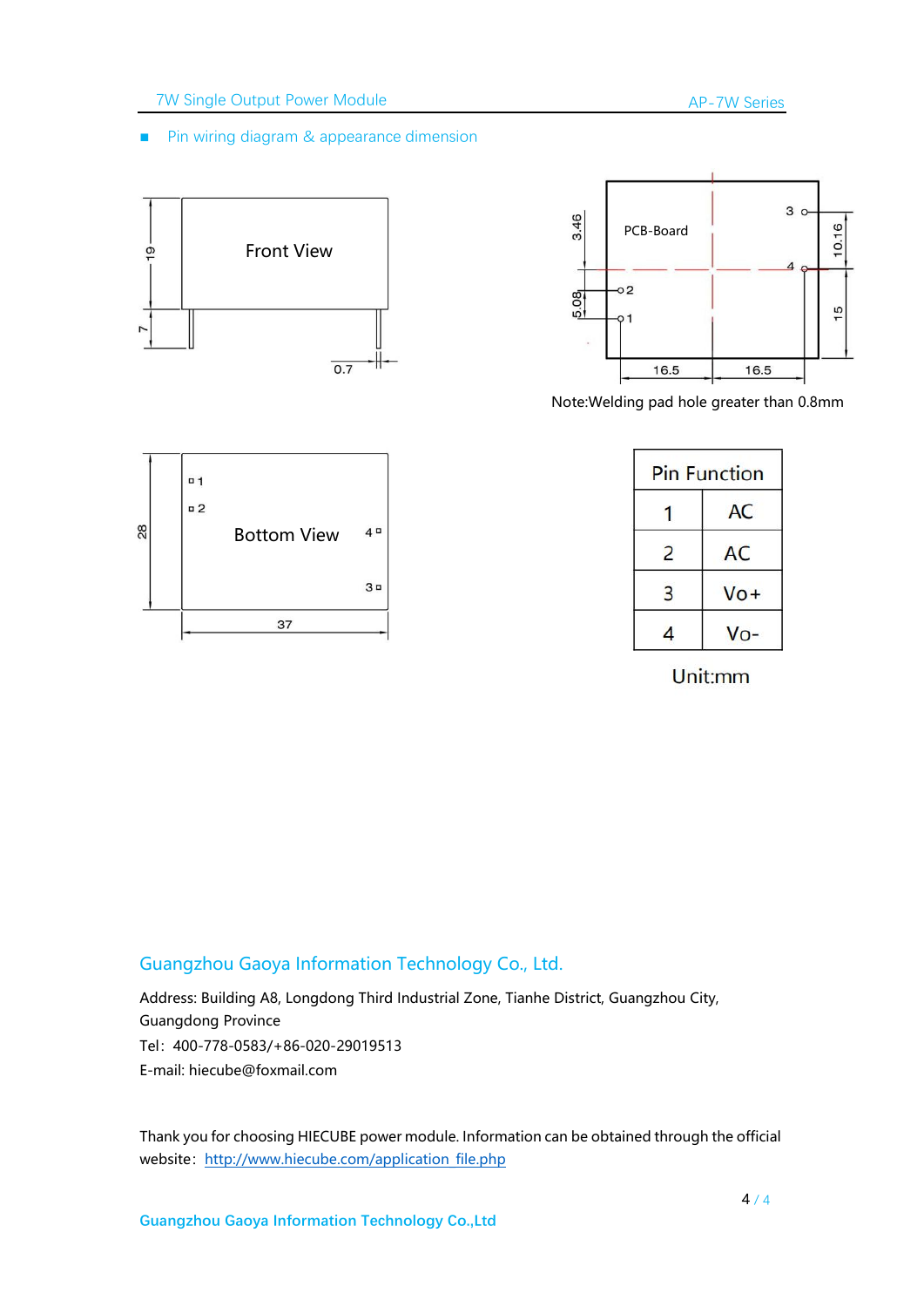■ Pin wiring diagram & appearance dimension

Front View

19

7

0.7

PCB-Board

3.46

5.08

10.16

15

16.5

16.5

Note:Welding pad hole greater than 0.8mm

Bottom View

28

37

| Pin Function | |
|---|---|
| 1 | AC |
| 2 | AC |
| 3 | Vo+ |
| 4 | Vo- |

Unit:mm

## Guangzhou Gaoya Information Technology Co., Ltd.

Address: Building A8, Longdong Third Industrial Zone, Tianhe District, Guangzhou City, Guangdong Province

Tel：400-778-0583/+86-020-29019513

E-mail: hiecube@foxmail.com

Thank you for choosing HIECUBE power module. Information can be obtained through the official website：http://www.hiecube.com/application_file.php

**Guangzhou Gaoya Information Technology Co.,Ltd**